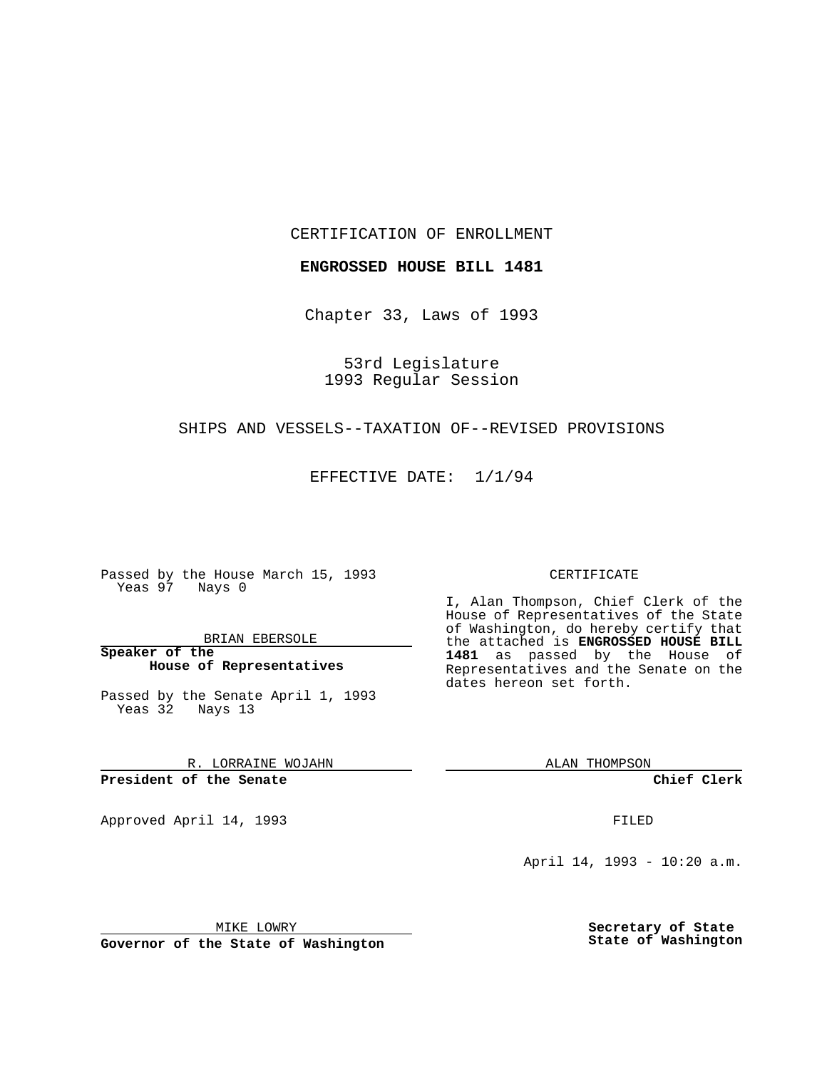CERTIFICATION OF ENROLLMENT

**ENGROSSED HOUSE BILL 1481**

Chapter 33, Laws of 1993

53rd Legislature
1993 Regular Session

SHIPS AND VESSELS--TAXATION OF--REVISED PROVISIONS

EFFECTIVE DATE: 1/1/94

Passed by the House March 15, 1993
Yeas 97 Nays 0

BRIAN EBERSOLE

**Speaker of the House of Representatives**

Passed by the Senate April 1, 1993
Yeas 32 Nays 13

R. LORRAINE WOJAHN

**President of the Senate**

Approved April 14, 1993

MIKE LOWRY

**Governor of the State of Washington**

CERTIFICATE

I, Alan Thompson, Chief Clerk of the House of Representatives of the State of Washington, do hereby certify that the attached is **ENGROSSED HOUSE BILL 1481** as passed by the House of Representatives and the Senate on the dates hereon set forth.

ALAN THOMPSON

**Chief Clerk**

FILED

April 14, 1993 - 10:20 a.m.

**Secretary of State**
**State of Washington**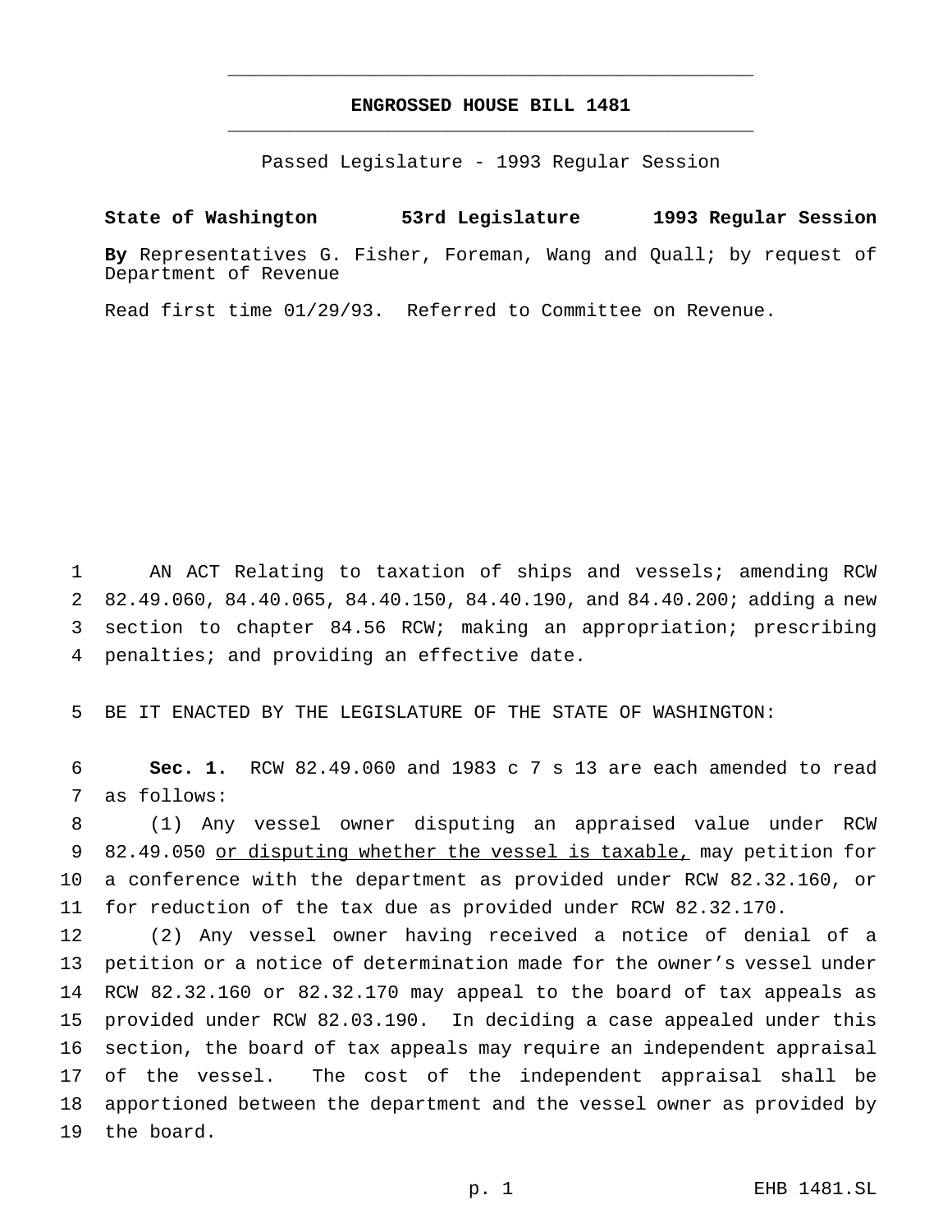# ENGROSSED HOUSE BILL 1481

Passed Legislature - 1993 Regular Session

**State of Washington 53rd Legislature 1993 Regular Session**

**By** Representatives G. Fisher, Foreman, Wang and Quall; by request of Department of Revenue

Read first time 01/29/93. Referred to Committee on Revenue.

AN ACT Relating to taxation of ships and vessels; amending RCW 82.49.060, 84.40.065, 84.40.150, 84.40.190, and 84.40.200; adding a new section to chapter 84.56 RCW; making an appropriation; prescribing penalties; and providing an effective date.

BE IT ENACTED BY THE LEGISLATURE OF THE STATE OF WASHINGTON:

**Sec. 1.** RCW 82.49.060 and 1983 c 7 s 13 are each amended to read as follows:

(1) Any vessel owner disputing an appraised value under RCW 82.49.050 <u>or disputing whether the vessel is taxable,</u> may petition for a conference with the department as provided under RCW 82.32.160, or for reduction of the tax due as provided under RCW 82.32.170.

(2) Any vessel owner having received a notice of denial of a petition or a notice of determination made for the owner's vessel under RCW 82.32.160 or 82.32.170 may appeal to the board of tax appeals as provided under RCW 82.03.190. In deciding a case appealed under this section, the board of tax appeals may require an independent appraisal of the vessel. The cost of the independent appraisal shall be apportioned between the department and the vessel owner as provided by the board.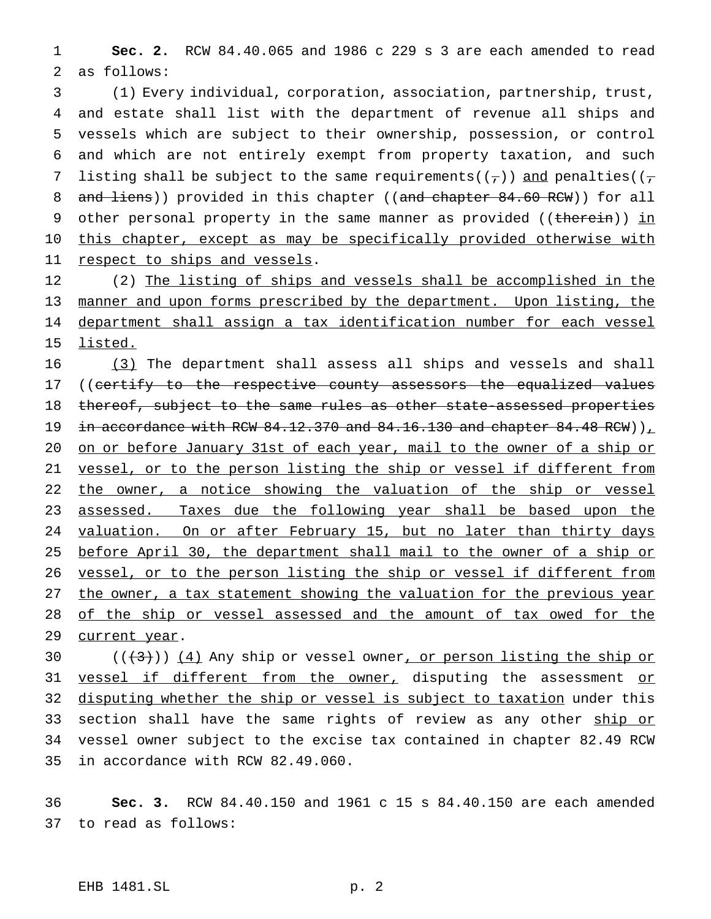**Sec. 2.** RCW 84.40.065 and 1986 c 229 s 3 are each amended to read as follows:

(1) Every individual, corporation, association, partnership, trust, and estate shall list with the department of revenue all ships and vessels which are subject to their ownership, possession, or control and which are not entirely exempt from property taxation, and such listing shall be subject to the same requirements((~~,~~)) and penalties((~~, and liens~~)) provided in this chapter ((~~and chapter 84.60 RCW~~)) for all other personal property in the same manner as provided ((~~therein~~)) in this chapter, except as may be specifically provided otherwise with respect to ships and vessels.

(2) The listing of ships and vessels shall be accomplished in the manner and upon forms prescribed by the department. Upon listing, the department shall assign a tax identification number for each vessel listed.

(3) The department shall assess all ships and vessels and shall ((~~certify to the respective county assessors the equalized values thereof, subject to the same rules as other state-assessed properties in accordance with RCW 84.12.370 and 84.16.130 and chapter 84.48 RCW~~)), on or before January 31st of each year, mail to the owner of a ship or vessel, or to the person listing the ship or vessel if different from the owner, a notice showing the valuation of the ship or vessel assessed. Taxes due the following year shall be based upon the valuation. On or after February 15, but no later than thirty days before April 30, the department shall mail to the owner of a ship or vessel, or to the person listing the ship or vessel if different from the owner, a tax statement showing the valuation for the previous year of the ship or vessel assessed and the amount of tax owed for the current year.

((~~(3)~~)) (4) Any ship or vessel owner, or person listing the ship or vessel if different from the owner, disputing the assessment or disputing whether the ship or vessel is subject to taxation under this section shall have the same rights of review as any other ship or vessel owner subject to the excise tax contained in chapter 82.49 RCW in accordance with RCW 82.49.060.

**Sec. 3.** RCW 84.40.150 and 1961 c 15 s 84.40.150 are each amended to read as follows: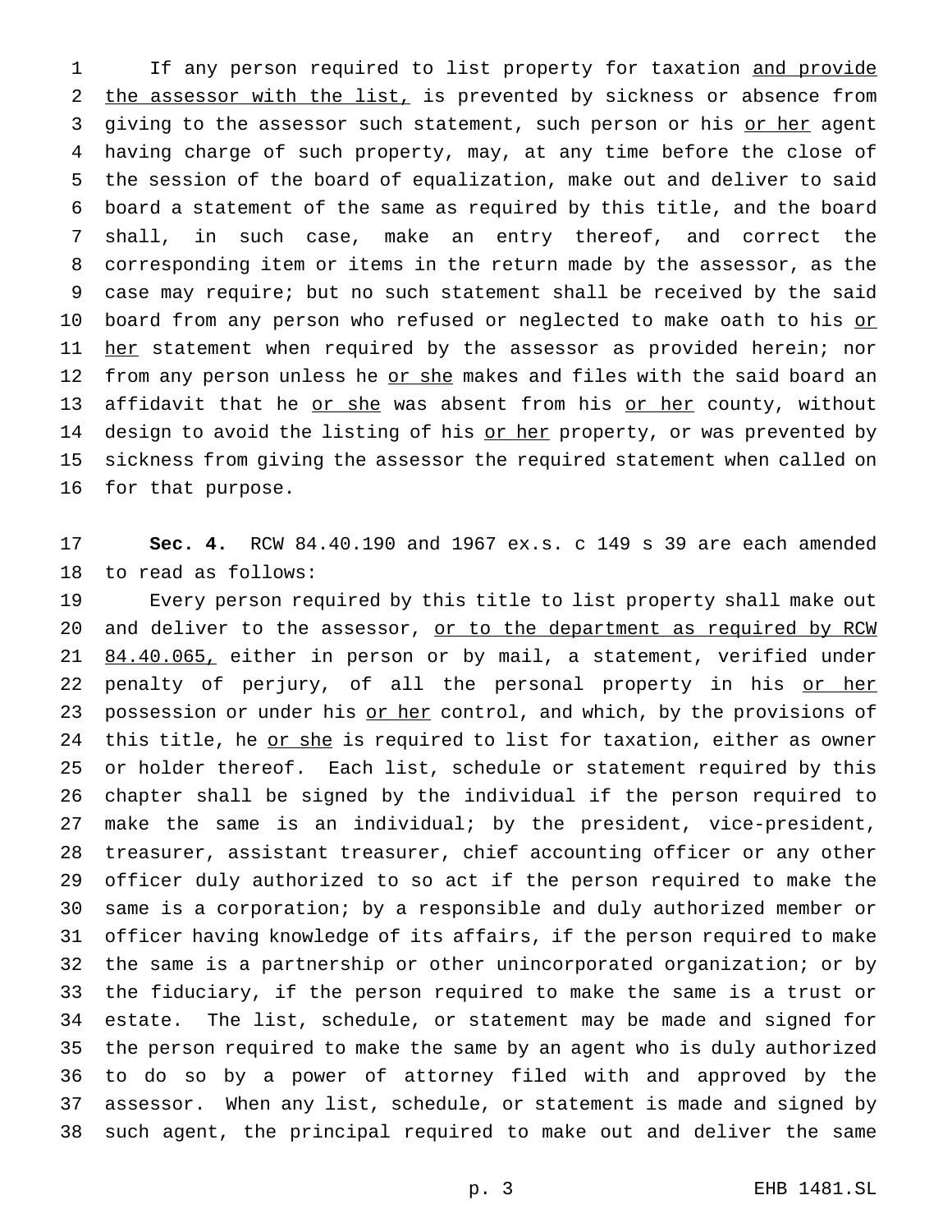If any person required to list property for taxation and provide the assessor with the list, is prevented by sickness or absence from giving to the assessor such statement, such person or his or her agent having charge of such property, may, at any time before the close of the session of the board of equalization, make out and deliver to said board a statement of the same as required by this title, and the board shall, in such case, make an entry thereof, and correct the corresponding item or items in the return made by the assessor, as the case may require; but no such statement shall be received by the said board from any person who refused or neglected to make oath to his or her statement when required by the assessor as provided herein; nor from any person unless he or she makes and files with the said board an affidavit that he or she was absent from his or her county, without design to avoid the listing of his or her property, or was prevented by sickness from giving the assessor the required statement when called on for that purpose.

**Sec. 4.** RCW 84.40.190 and 1967 ex.s. c 149 s 39 are each amended to read as follows:

Every person required by this title to list property shall make out and deliver to the assessor, or to the department as required by RCW 84.40.065, either in person or by mail, a statement, verified under penalty of perjury, of all the personal property in his or her possession or under his or her control, and which, by the provisions of this title, he or she is required to list for taxation, either as owner or holder thereof. Each list, schedule or statement required by this chapter shall be signed by the individual if the person required to make the same is an individual; by the president, vice-president, treasurer, assistant treasurer, chief accounting officer or any other officer duly authorized to so act if the person required to make the same is a corporation; by a responsible and duly authorized member or officer having knowledge of its affairs, if the person required to make the same is a partnership or other unincorporated organization; or by the fiduciary, if the person required to make the same is a trust or estate. The list, schedule, or statement may be made and signed for the person required to make the same by an agent who is duly authorized to do so by a power of attorney filed with and approved by the assessor. When any list, schedule, or statement is made and signed by such agent, the principal required to make out and deliver the same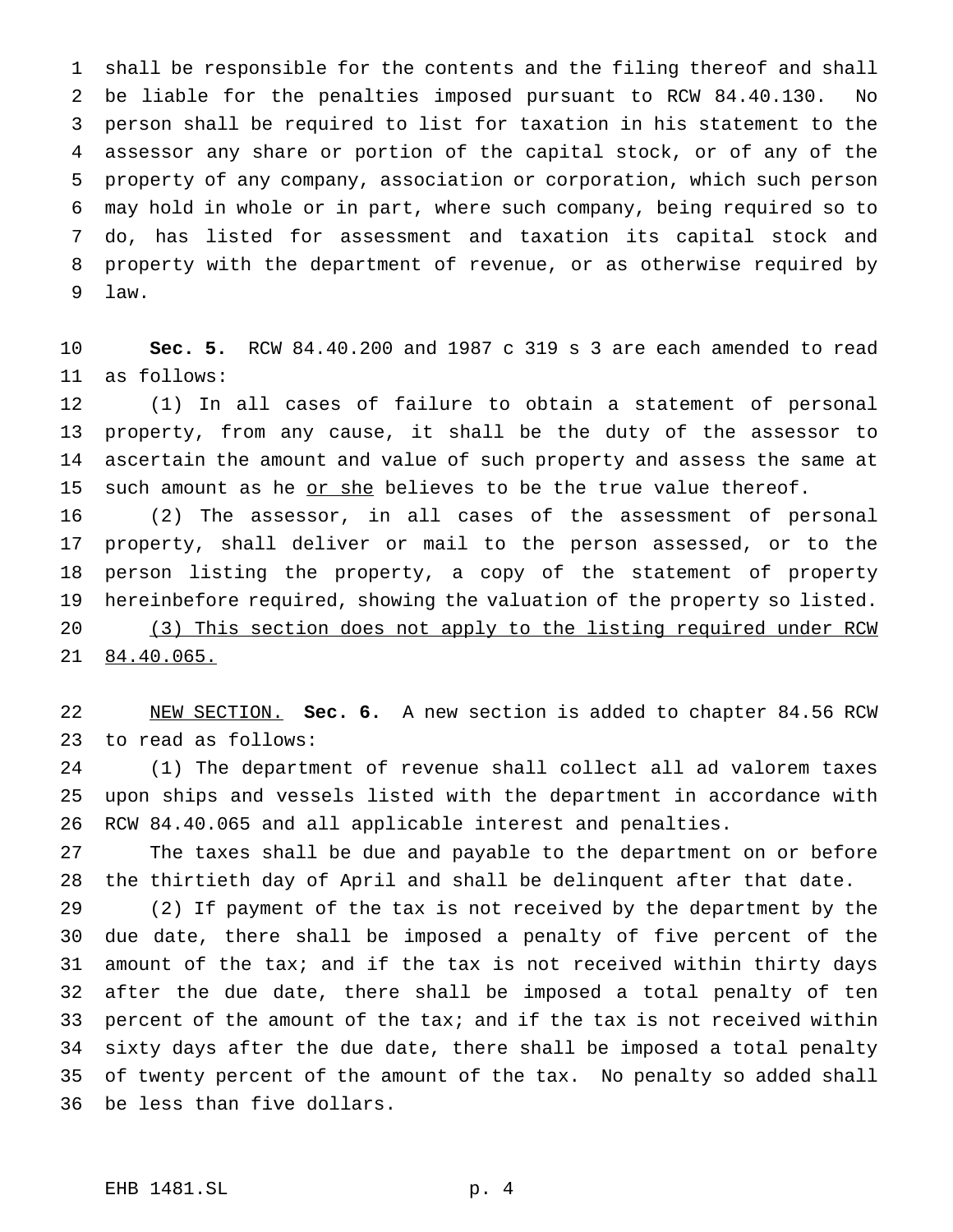shall be responsible for the contents and the filing thereof and shall be liable for the penalties imposed pursuant to RCW 84.40.130. No person shall be required to list for taxation in his statement to the assessor any share or portion of the capital stock, or of any of the property of any company, association or corporation, which such person may hold in whole or in part, where such company, being required so to do, has listed for assessment and taxation its capital stock and property with the department of revenue, or as otherwise required by law.

**Sec. 5.** RCW 84.40.200 and 1987 c 319 s 3 are each amended to read as follows:

(1) In all cases of failure to obtain a statement of personal property, from any cause, it shall be the duty of the assessor to ascertain the amount and value of such property and assess the same at such amount as he <u>or she</u> believes to be the true value thereof.

(2) The assessor, in all cases of the assessment of personal property, shall deliver or mail to the person assessed, or to the person listing the property, a copy of the statement of property hereinbefore required, showing the valuation of the property so listed.

<u>(3) This section does not apply to the listing required under RCW 84.40.065.</u>

<u>NEW SECTION.</u> **Sec. 6.** A new section is added to chapter 84.56 RCW to read as follows:

(1) The department of revenue shall collect all ad valorem taxes upon ships and vessels listed with the department in accordance with RCW 84.40.065 and all applicable interest and penalties.

The taxes shall be due and payable to the department on or before the thirtieth day of April and shall be delinquent after that date.

(2) If payment of the tax is not received by the department by the due date, there shall be imposed a penalty of five percent of the amount of the tax; and if the tax is not received within thirty days after the due date, there shall be imposed a total penalty of ten percent of the amount of the tax; and if the tax is not received within sixty days after the due date, there shall be imposed a total penalty of twenty percent of the amount of the tax. No penalty so added shall be less than five dollars.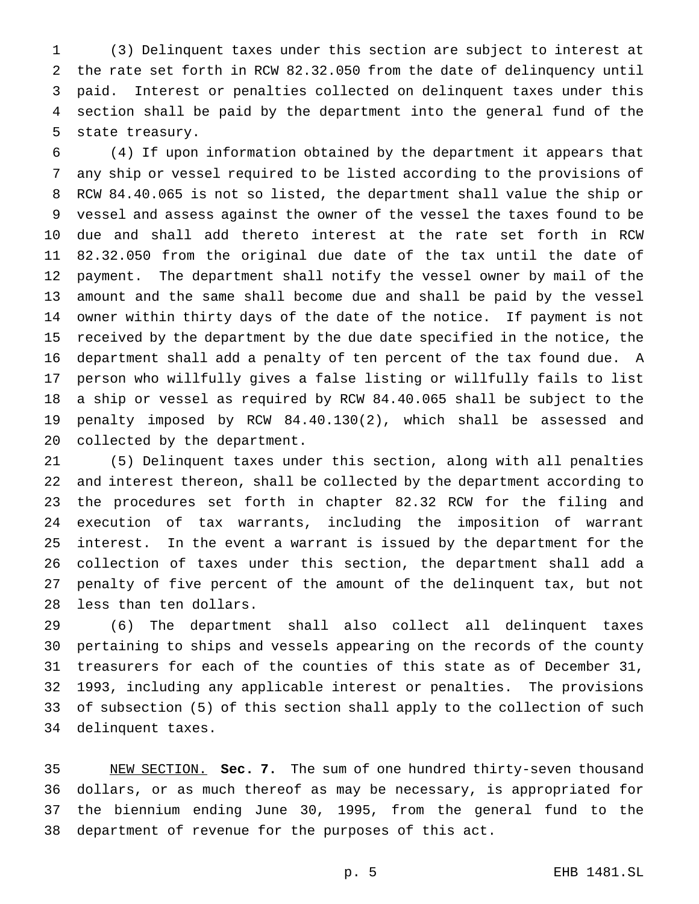(3) Delinquent taxes under this section are subject to interest at the rate set forth in RCW 82.32.050 from the date of delinquency until paid. Interest or penalties collected on delinquent taxes under this section shall be paid by the department into the general fund of the state treasury.

(4) If upon information obtained by the department it appears that any ship or vessel required to be listed according to the provisions of RCW 84.40.065 is not so listed, the department shall value the ship or vessel and assess against the owner of the vessel the taxes found to be due and shall add thereto interest at the rate set forth in RCW 82.32.050 from the original due date of the tax until the date of payment. The department shall notify the vessel owner by mail of the amount and the same shall become due and shall be paid by the vessel owner within thirty days of the date of the notice. If payment is not received by the department by the due date specified in the notice, the department shall add a penalty of ten percent of the tax found due. A person who willfully gives a false listing or willfully fails to list a ship or vessel as required by RCW 84.40.065 shall be subject to the penalty imposed by RCW 84.40.130(2), which shall be assessed and collected by the department.

(5) Delinquent taxes under this section, along with all penalties and interest thereon, shall be collected by the department according to the procedures set forth in chapter 82.32 RCW for the filing and execution of tax warrants, including the imposition of warrant interest. In the event a warrant is issued by the department for the collection of taxes under this section, the department shall add a penalty of five percent of the amount of the delinquent tax, but not less than ten dollars.

(6) The department shall also collect all delinquent taxes pertaining to ships and vessels appearing on the records of the county treasurers for each of the counties of this state as of December 31, 1993, including any applicable interest or penalties. The provisions of subsection (5) of this section shall apply to the collection of such delinquent taxes.

NEW SECTION. **Sec. 7.** The sum of one hundred thirty-seven thousand dollars, or as much thereof as may be necessary, is appropriated for the biennium ending June 30, 1995, from the general fund to the department of revenue for the purposes of this act.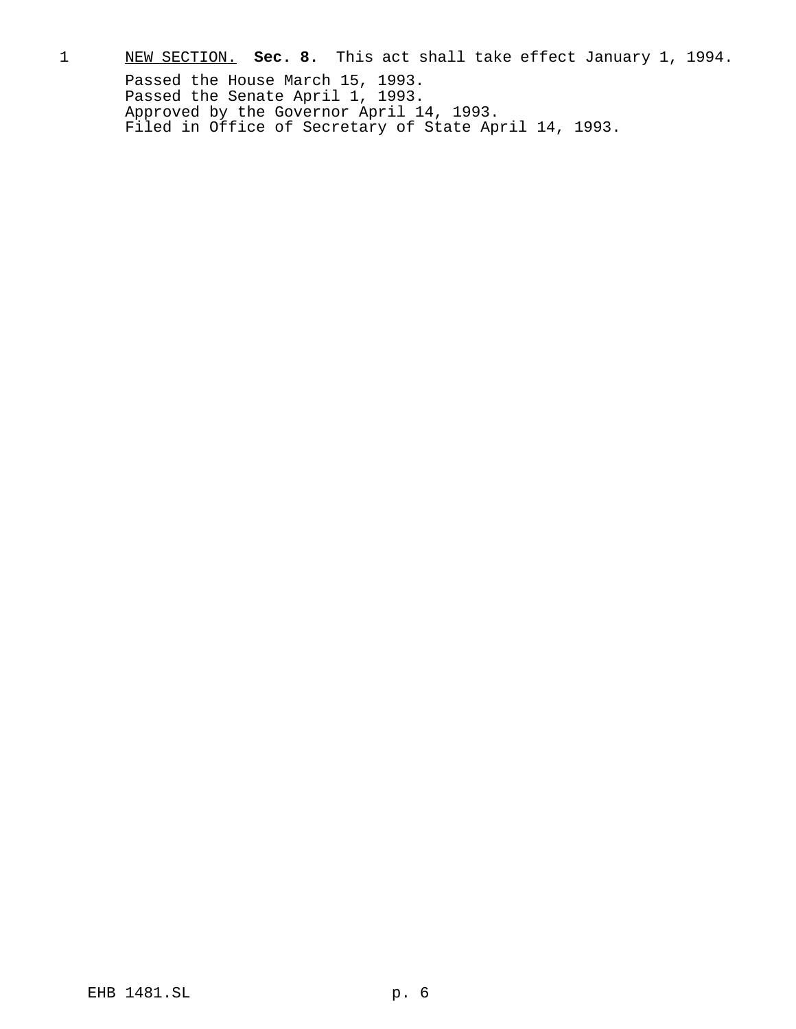NEW SECTION. **Sec. 8.** This act shall take effect January 1, 1994.

Passed the House March 15, 1993.
Passed the Senate April 1, 1993.
Approved by the Governor April 14, 1993.
Filed in Office of Secretary of State April 14, 1993.